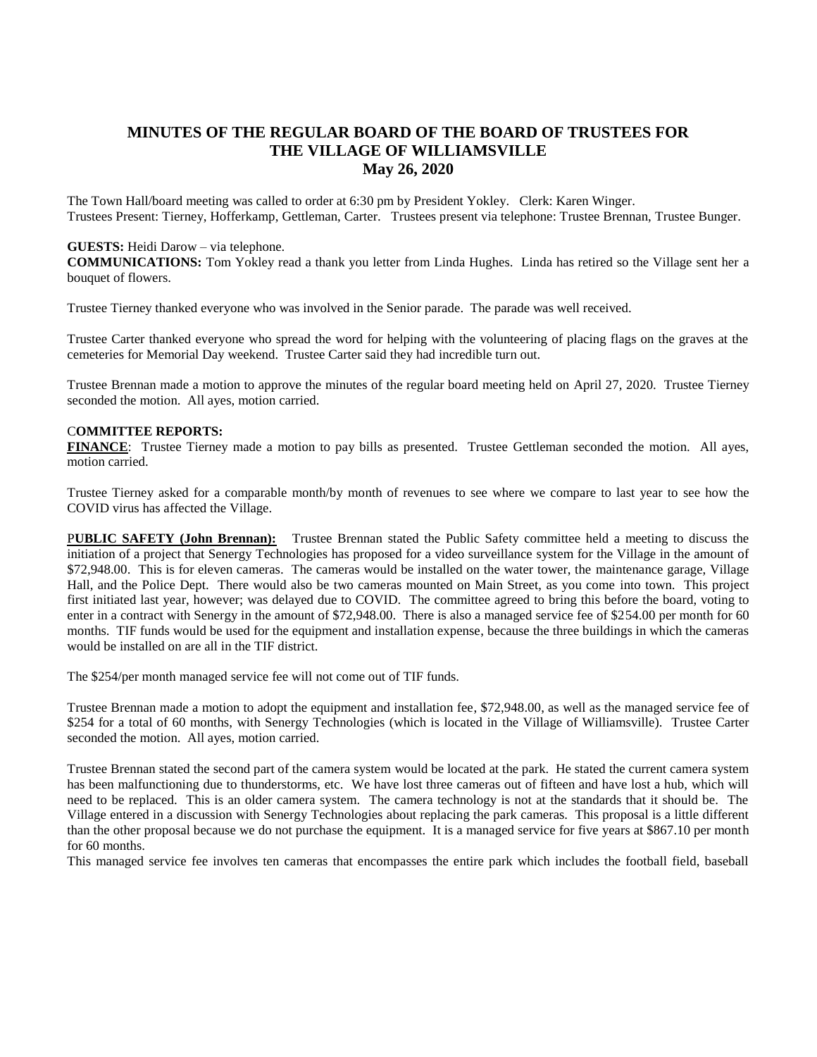# MINUTES OF THE REGULAR BOARD OF THE BOARD OF TRUSTEES FOR THE VILLAGE OF WILLIAMSVILLE
## May 26, 2020

The Town Hall/board meeting was called to order at 6:30 pm by President Yokley. Clerk: Karen Winger.
Trustees Present: Tierney, Hofferkamp, Gettleman, Carter. Trustees present via telephone: Trustee Brennan, Trustee Bunger.

**GUESTS:** Heidi Darow – via telephone.
**COMMUNICATIONS:** Tom Yokley read a thank you letter from Linda Hughes. Linda has retired so the Village sent her a bouquet of flowers.

Trustee Tierney thanked everyone who was involved in the Senior parade. The parade was well received.

Trustee Carter thanked everyone who spread the word for helping with the volunteering of placing flags on the graves at the cemeteries for Memorial Day weekend. Trustee Carter said they had incredible turn out.

Trustee Brennan made a motion to approve the minutes of the regular board meeting held on April 27, 2020. Trustee Tierney seconded the motion. All ayes, motion carried.

**COMMITTEE REPORTS:**
**FINANCE**: Trustee Tierney made a motion to pay bills as presented. Trustee Gettleman seconded the motion. All ayes, motion carried.

Trustee Tierney asked for a comparable month/by month of revenues to see where we compare to last year to see how the COVID virus has affected the Village.

**PUBLIC SAFETY (John Brennan):** Trustee Brennan stated the Public Safety committee held a meeting to discuss the initiation of a project that Senergy Technologies has proposed for a video surveillance system for the Village in the amount of $72,948.00. This is for eleven cameras. The cameras would be installed on the water tower, the maintenance garage, Village Hall, and the Police Dept. There would also be two cameras mounted on Main Street, as you come into town. This project first initiated last year, however; was delayed due to COVID. The committee agreed to bring this before the board, voting to enter in a contract with Senergy in the amount of $72,948.00. There is also a managed service fee of $254.00 per month for 60 months. TIF funds would be used for the equipment and installation expense, because the three buildings in which the cameras would be installed on are all in the TIF district.

The $254/per month managed service fee will not come out of TIF funds.

Trustee Brennan made a motion to adopt the equipment and installation fee, $72,948.00, as well as the managed service fee of $254 for a total of 60 months, with Senergy Technologies (which is located in the Village of Williamsville). Trustee Carter seconded the motion. All ayes, motion carried.

Trustee Brennan stated the second part of the camera system would be located at the park. He stated the current camera system has been malfunctioning due to thunderstorms, etc. We have lost three cameras out of fifteen and have lost a hub, which will need to be replaced. This is an older camera system. The camera technology is not at the standards that it should be. The Village entered in a discussion with Senergy Technologies about replacing the park cameras. This proposal is a little different than the other proposal because we do not purchase the equipment. It is a managed service for five years at $867.10 per month for 60 months.

This managed service fee involves ten cameras that encompasses the entire park which includes the football field, baseball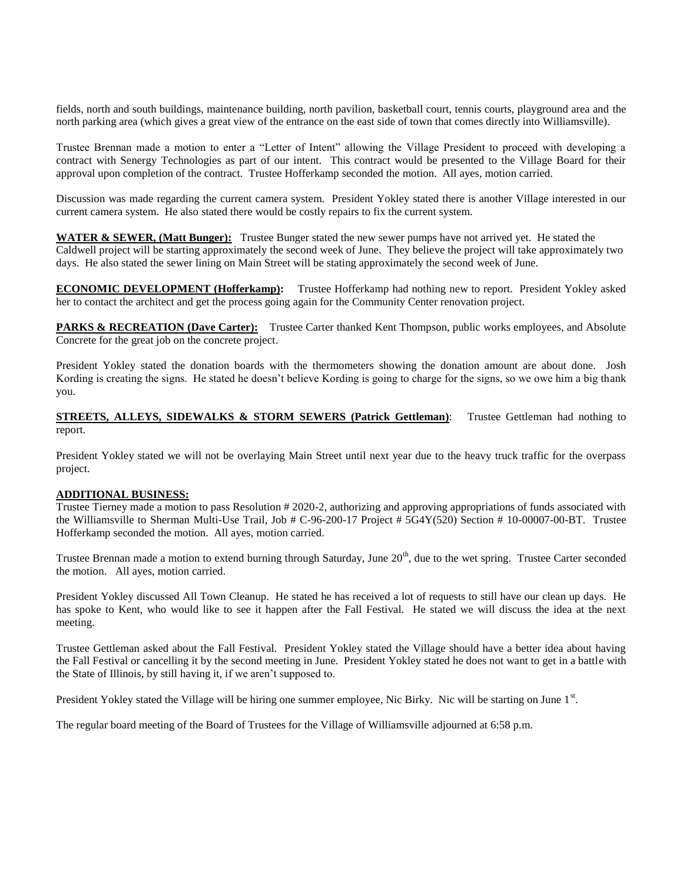fields, north and south buildings, maintenance building, north pavilion, basketball court, tennis courts, playground area and the north parking area (which gives a great view of the entrance on the east side of town that comes directly into Williamsville).

Trustee Brennan made a motion to enter a "Letter of Intent" allowing the Village President to proceed with developing a contract with Senergy Technologies as part of our intent. This contract would be presented to the Village Board for their approval upon completion of the contract. Trustee Hofferkamp seconded the motion. All ayes, motion carried.

Discussion was made regarding the current camera system. President Yokley stated there is another Village interested in our current camera system. He also stated there would be costly repairs to fix the current system.

**WATER & SEWER, (Matt Bunger):** Trustee Bunger stated the new sewer pumps have not arrived yet. He stated the Caldwell project will be starting approximately the second week of June. They believe the project will take approximately two days. He also stated the sewer lining on Main Street will be stating approximately the second week of June.

**ECONOMIC DEVELOPMENT (Hofferkamp):** Trustee Hofferkamp had nothing new to report. President Yokley asked her to contact the architect and get the process going again for the Community Center renovation project.

**PARKS & RECREATION (Dave Carter):** Trustee Carter thanked Kent Thompson, public works employees, and Absolute Concrete for the great job on the concrete project.

President Yokley stated the donation boards with the thermometers showing the donation amount are about done. Josh Kording is creating the signs. He stated he doesn't believe Kording is going to charge for the signs, so we owe him a big thank you.

**STREETS, ALLEYS, SIDEWALKS & STORM SEWERS (Patrick Gettleman)**: Trustee Gettleman had nothing to report.

President Yokley stated we will not be overlaying Main Street until next year due to the heavy truck traffic for the overpass project.

**ADDITIONAL BUSINESS:**

Trustee Tierney made a motion to pass Resolution # 2020-2, authorizing and approving appropriations of funds associated with the Williamsville to Sherman Multi-Use Trail, Job # C-96-200-17 Project # 5G4Y(520) Section # 10-00007-00-BT. Trustee Hofferkamp seconded the motion. All ayes, motion carried.

Trustee Brennan made a motion to extend burning through Saturday, June 20th, due to the wet spring. Trustee Carter seconded the motion. All ayes, motion carried.

President Yokley discussed All Town Cleanup. He stated he has received a lot of requests to still have our clean up days. He has spoke to Kent, who would like to see it happen after the Fall Festival. He stated we will discuss the idea at the next meeting.

Trustee Gettleman asked about the Fall Festival. President Yokley stated the Village should have a better idea about having the Fall Festival or cancelling it by the second meeting in June. President Yokley stated he does not want to get in a battle with the State of Illinois, by still having it, if we aren't supposed to.

President Yokley stated the Village will be hiring one summer employee, Nic Birky. Nic will be starting on June 1st.

The regular board meeting of the Board of Trustees for the Village of Williamsville adjourned at 6:58 p.m.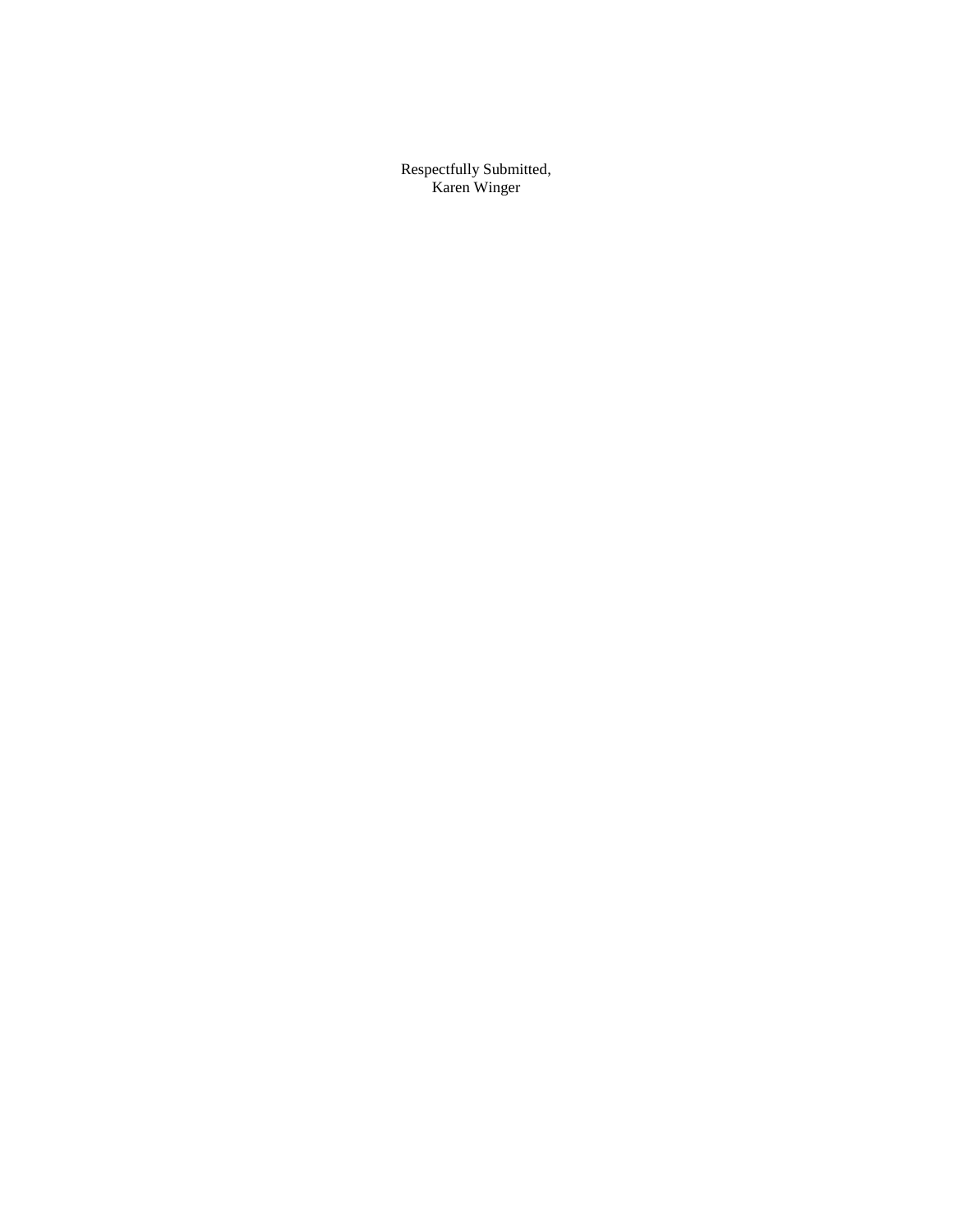Respectfully Submitted,
Karen Winger